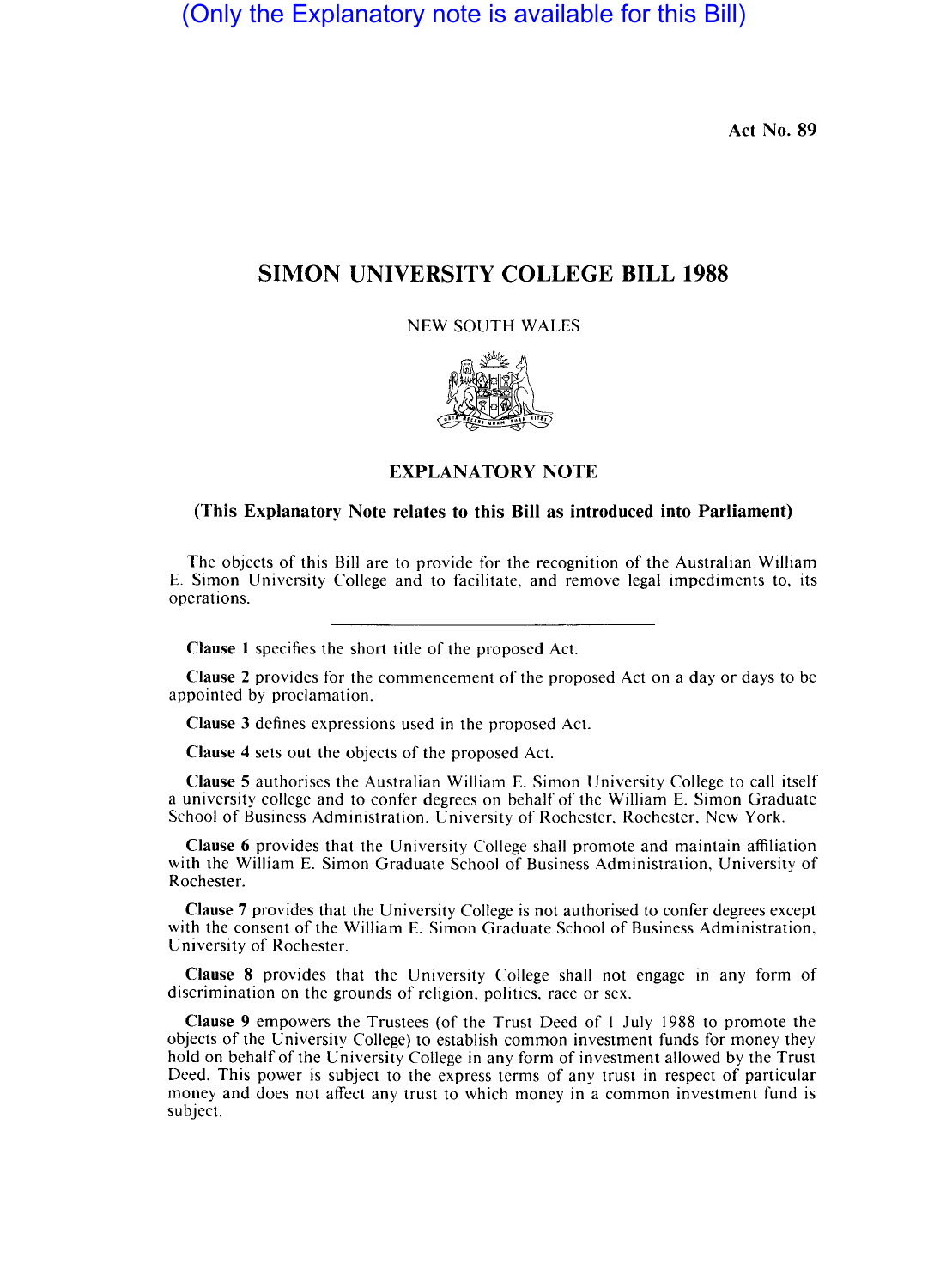(Only the Explanatory note is available for this Bill)

Act No. 89

# SIMON UNIVERSITY COLLEGE BILL 1988

NEW SOUTH WALES

## EXPLANATORY NOTE

### (This Explanatory Note relates to this Bill as introduced into Parliament)

The objects of this Bill are to provide for the recognition of the Australian William E. Simon University College and to facilitate, and remove legal impediments to, its operations.

---

**Clause 1** specifies the short title of the proposed Act.

**Clause 2** provides for the commencement of the proposed Act on a day or days to be appointed by proclamation.

**Clause 3** defines expressions used in the proposed Act.

**Clause 4** sets out the objects of the proposed Act.

**Clause 5** authorises the Australian William E. Simon University College to call itself a university college and to confer degrees on behalf of the William E. Simon Graduate School of Business Administration, University of Rochester, Rochester, New York.

**Clause 6** provides that the University College shall promote and maintain affiliation with the William E. Simon Graduate School of Business Administration, University of Rochester.

**Clause 7** provides that the University College is not authorised to confer degrees except with the consent of the William E. Simon Graduate School of Business Administration, University of Rochester.

**Clause 8** provides that the University College shall not engage in any form of discrimination on the grounds of religion, politics, race or sex.

**Clause 9** empowers the Trustees (of the Trust Deed of 1 July 1988 to promote the objects of the University College) to establish common investment funds for money they hold on behalf of the University College in any form of investment allowed by the Trust Deed. This power is subject to the express terms of any trust in respect of particular money and does not affect any trust to which money in a common investment fund is subject.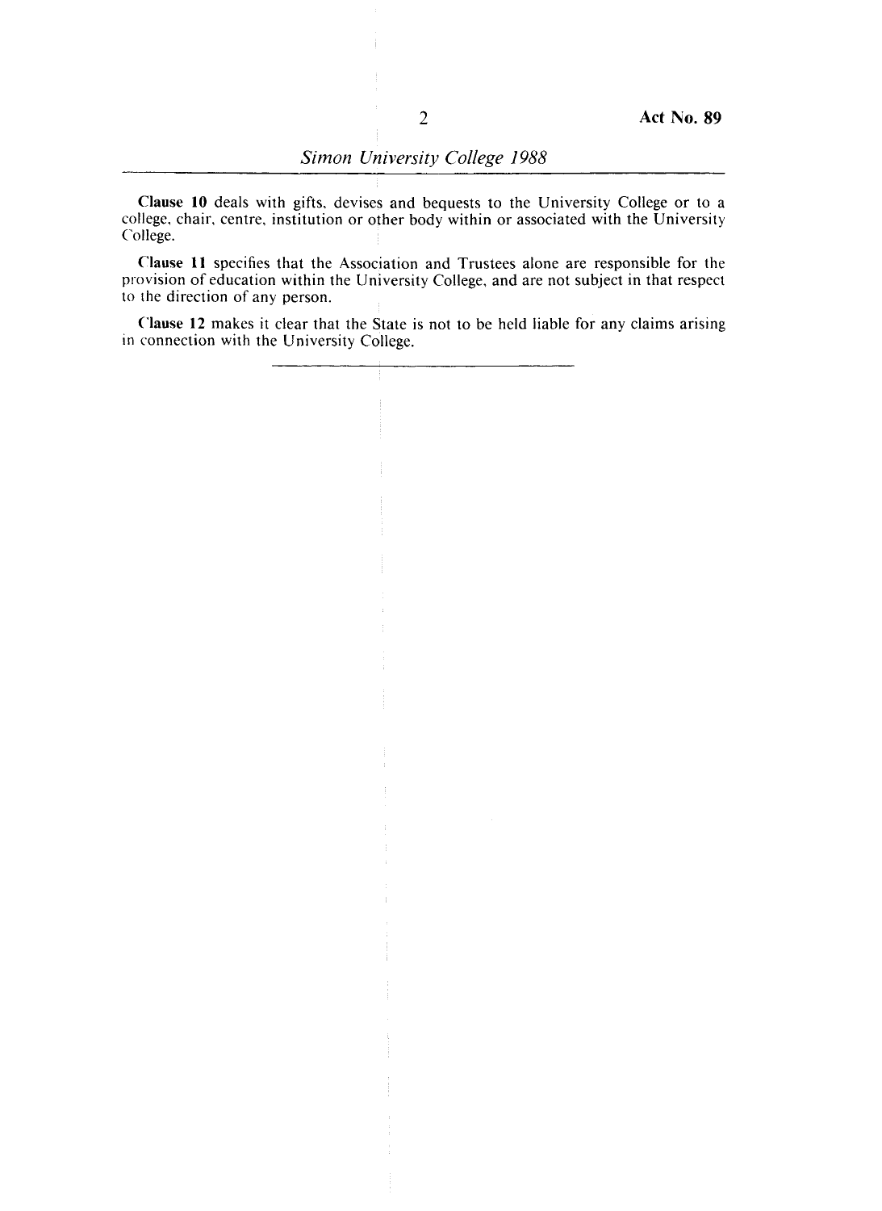**Clause 10** deals with gifts, devises and bequests to the University College or to a college, chair, centre, institution or other body within or associated with the University College.

**Clause 11** specifies that the Association and Trustees alone are responsible for the provision of education within the University College, and are not subject in that respect to the direction of any person.

**Clause 12** makes it clear that the State is not to be held liable for any claims arising in connection with the University College.

---